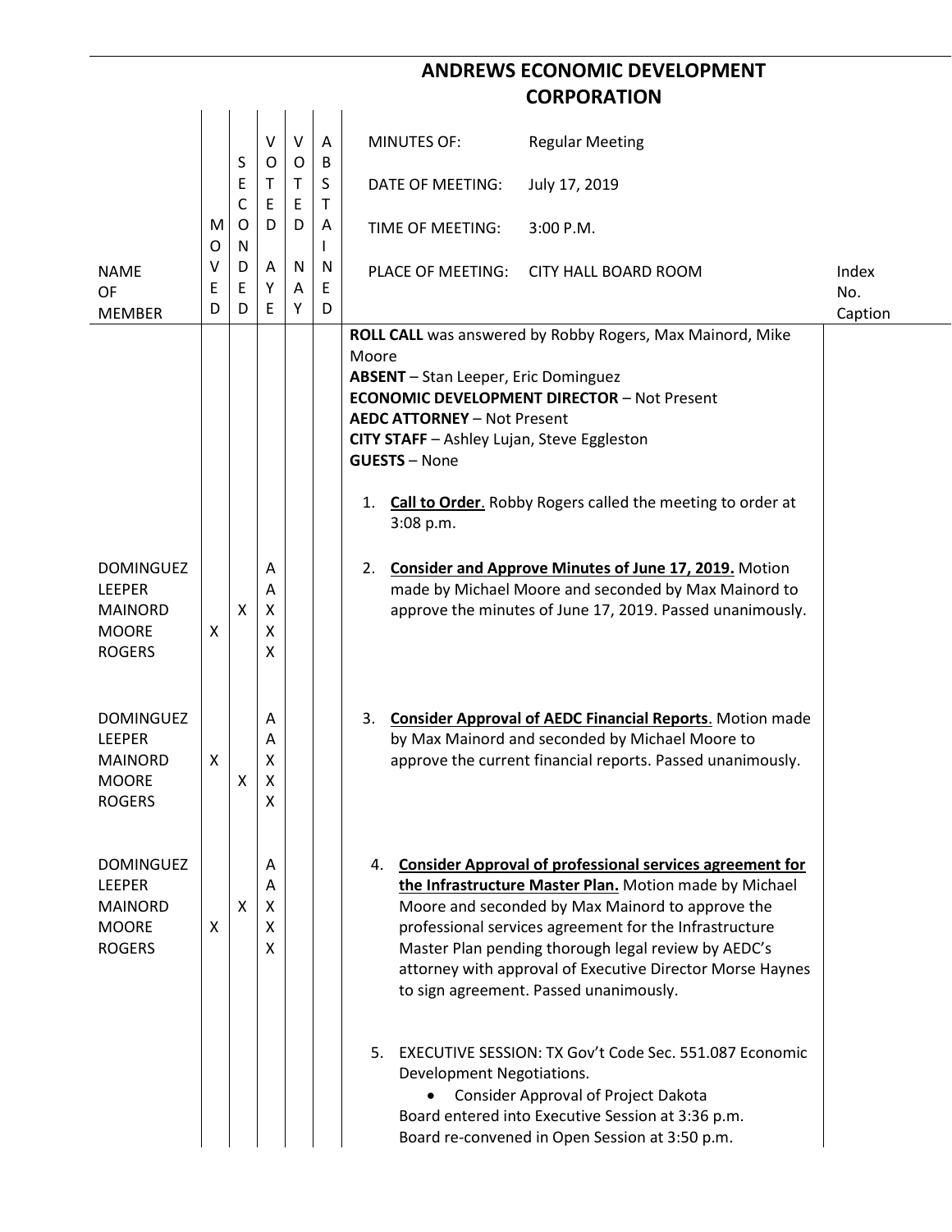# ANDREWS ECONOMIC DEVELOPMENT CORPORATION

| NAME OF MEMBER | MOVED | SECONDED | VOTED AYE | VOTED NAY | ABSTAINED | | Index No. Caption |
|---|---|---|---|---|---|---|---|
| | | | | | | MINUTES OF: Regular Meeting<br>DATE OF MEETING: July 17, 2019<br>TIME OF MEETING: 3:00 P.M.<br>PLACE OF MEETING: CITY HALL BOARD ROOM | |
| | | | | | | **ROLL CALL** was answered by Robby Rogers, Max Mainord, Mike Moore<br>**ABSENT** – Stan Leeper, Eric Dominguez<br>**ECONOMIC DEVELOPMENT DIRECTOR** – Not Present<br>**AEDC ATTORNEY** – Not Present<br>**CITY STAFF** – Ashley Lujan, Steve Eggleston<br>**GUESTS** – None | |
| | | | | | | 1. **Call to Order**. Robby Rogers called the meeting to order at 3:08 p.m. | |
| DOMINGUEZ | | | A | | | 2. **Consider and Approve Minutes of June 17, 2019.** Motion made by Michael Moore and seconded by Max Mainord to approve the minutes of June 17, 2019. Passed unanimously. | |
| LEEPER | | | A | | | | |
| MAINORD | | X | X | | | | |
| MOORE | X | | X | | | | |
| ROGERS | | | X | | | | |
| DOMINGUEZ | | | A | | | 3. **Consider Approval of AEDC Financial Reports**. Motion made by Max Mainord and seconded by Michael Moore to approve the current financial reports. Passed unanimously. | |
| LEEPER | | | A | | | | |
| MAINORD | X | | X | | | | |
| MOORE | | X | X | | | | |
| ROGERS | | | X | | | | |
| DOMINGUEZ | | | A | | | 4. **Consider Approval of professional services agreement for the Infrastructure Master Plan.** Motion made by Michael Moore and seconded by Max Mainord to approve the professional services agreement for the Infrastructure Master Plan pending thorough legal review by AEDC's attorney with approval of Executive Director Morse Haynes to sign agreement. Passed unanimously. | |
| LEEPER | | | A | | | | |
| MAINORD | | X | X | | | | |
| MOORE | X | | X | | | | |
| ROGERS | | | X | | | | |
| | | | | | | 5. EXECUTIVE SESSION: TX Gov't Code Sec. 551.087 Economic Development Negotiations.<br>• Consider Approval of Project Dakota<br>Board entered into Executive Session at 3:36 p.m.<br>Board re-convened in Open Session at 3:50 p.m. | |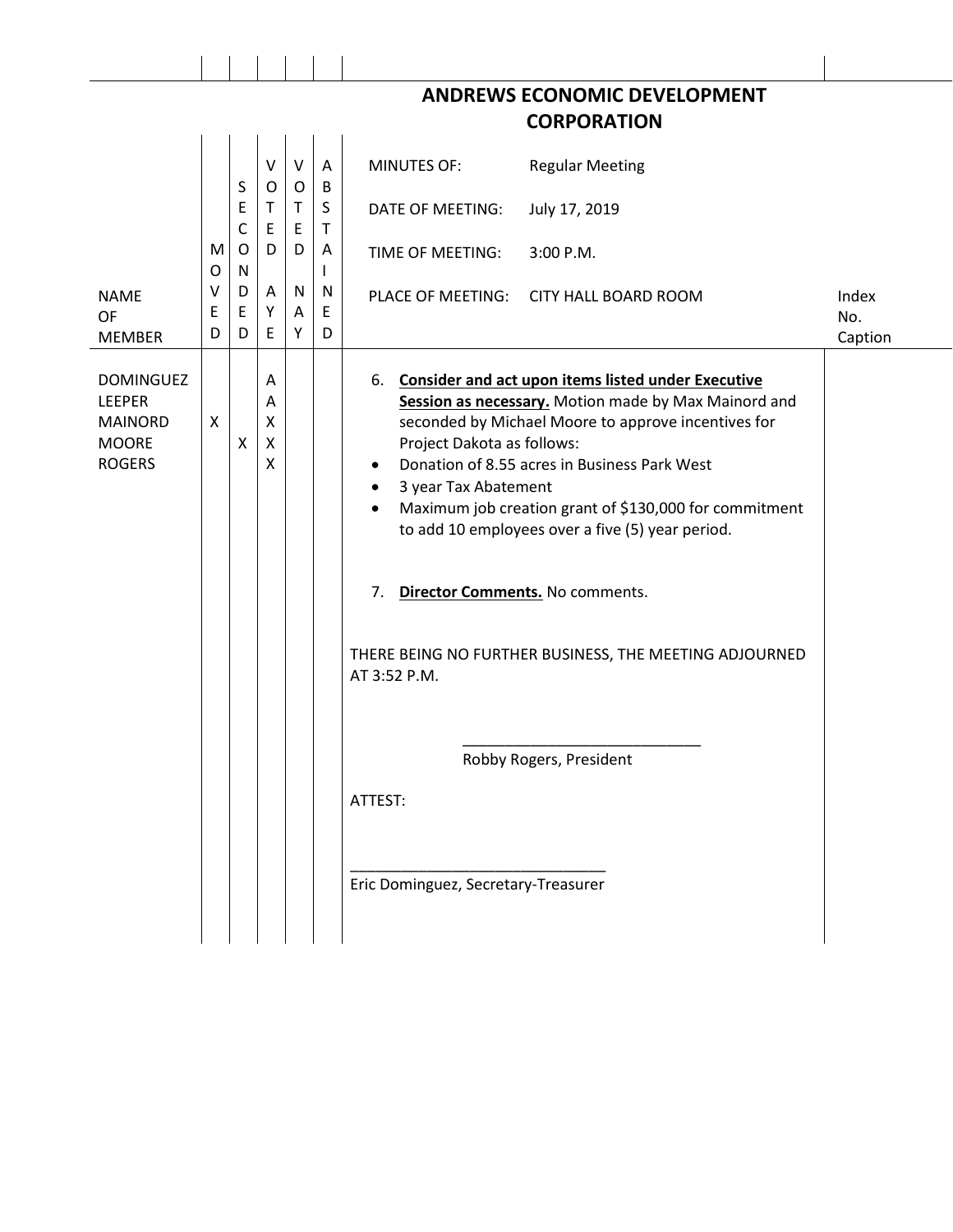# ANDREWS ECONOMIC DEVELOPMENT CORPORATION

| NAME OF MEMBER | MOVED | SECONDED | VOTED AYE | VOTED NAY | ABSTAINED | MINUTES OF: Regular Meeting<br>DATE OF MEETING: July 17, 2019<br>TIME OF MEETING: 3:00 P.M.<br>PLACE OF MEETING: CITY HALL BOARD ROOM | Index No. Caption |
|---|---|---|---|---|---|---|---|
| DOMINGUEZ | | | A | | | 6. **Consider and act upon items listed under Executive Session as necessary.** Motion made by Max Mainord and seconded by Michael Moore to approve incentives for Project Dakota as follows:<br>• Donation of 8.55 acres in Business Park West<br>• 3 year Tax Abatement<br>• Maximum job creation grant of $130,000 for commitment to add 10 employees over a five (5) year period. | |
| LEEPER | | | A | | | | |
| MAINORD | X | | X | | | | |
| MOORE | | X | X | | | | |
| ROGERS | | | X | | | | |

7. **Director Comments.** No comments.

THERE BEING NO FURTHER BUSINESS, THE MEETING ADJOURNED AT 3:52 P.M.

______________________________
Robby Rogers, President

ATTEST:

______________________________
Eric Dominguez, Secretary-Treasurer